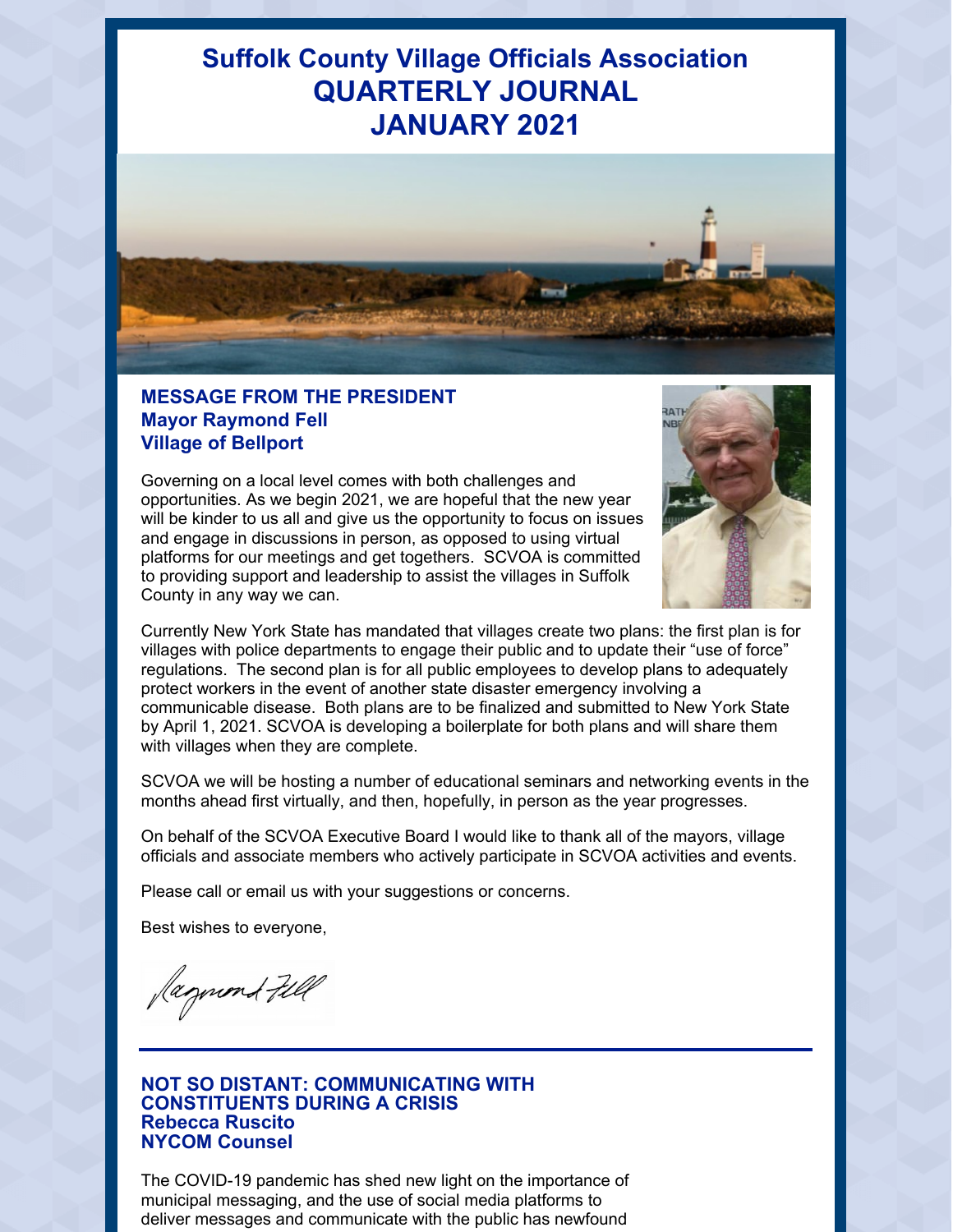# Suffolk County Village Officials Association QUARTERLY JOURNAL JANUARY 2021

## MESSAGE FROM THE PRESIDENT
### Mayor Raymond Fell
### Village of Bellport

Governing on a local level comes with both challenges and opportunities. As we begin 2021, we are hopeful that the new year will be kinder to us all and give us the opportunity to focus on issues and engage in discussions in person, as opposed to using virtual platforms for our meetings and get togethers. SCVOA is committed to providing support and leadership to assist the villages in Suffolk County in any way we can.

Currently New York State has mandated that villages create two plans: the first plan is for villages with police departments to engage their public and to update their "use of force" regulations. The second plan is for all public employees to develop plans to adequately protect workers in the event of another state disaster emergency involving a communicable disease. Both plans are to be finalized and submitted to New York State by April 1, 2021. SCVOA is developing a boilerplate for both plans and will share them with villages when they are complete.

SCVOA we will be hosting a number of educational seminars and networking events in the months ahead first virtually, and then, hopefully, in person as the year progresses.

On behalf of the SCVOA Executive Board I would like to thank all of the mayors, village officials and associate members who actively participate in SCVOA activities and events.

Please call or email us with your suggestions or concerns.

Best wishes to everyone,

Raymond Fell

---

## NOT SO DISTANT: COMMUNICATING WITH CONSTITUENTS DURING A CRISIS
### Rebecca Ruscito
### NYCOM Counsel

The COVID-19 pandemic has shed new light on the importance of municipal messaging, and the use of social media platforms to deliver messages and communicate with the public has newfound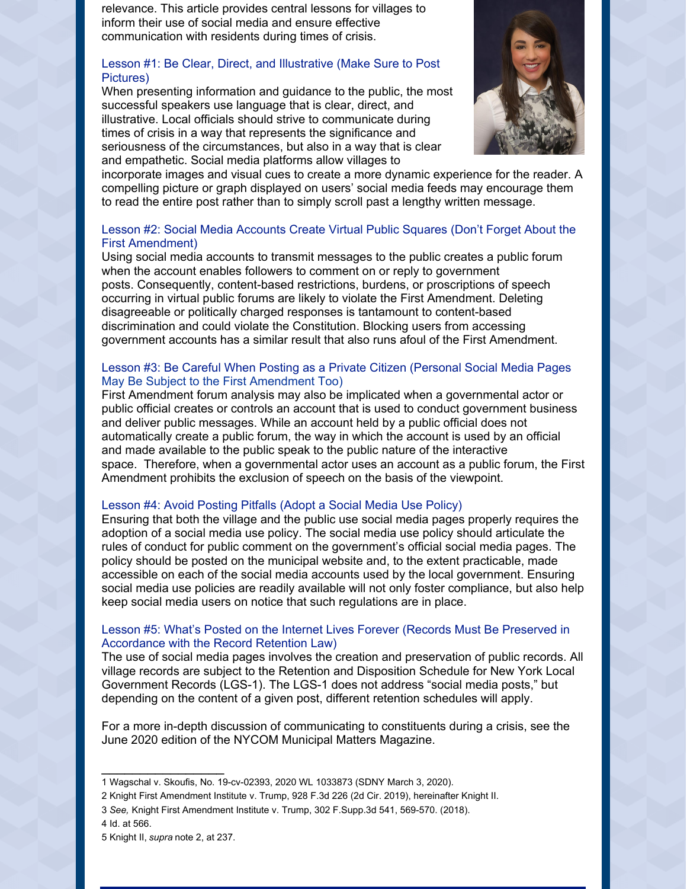relevance. This article provides central lessons for villages to inform their use of social media and ensure effective communication with residents during times of crisis.

### Lesson #1: Be Clear, Direct, and Illustrative (Make Sure to Post Pictures)

When presenting information and guidance to the public, the most successful speakers use language that is clear, direct, and illustrative. Local officials should strive to communicate during times of crisis in a way that represents the significance and seriousness of the circumstances, but also in a way that is clear and empathetic. Social media platforms allow villages to incorporate images and visual cues to create a more dynamic experience for the reader. A compelling picture or graph displayed on users' social media feeds may encourage them to read the entire post rather than to simply scroll past a lengthy written message.

### Lesson #2: Social Media Accounts Create Virtual Public Squares (Don't Forget About the First Amendment)

Using social media accounts to transmit messages to the public creates a public forum when the account enables followers to comment on or reply to government posts. Consequently, content-based restrictions, burdens, or proscriptions of speech occurring in virtual public forums are likely to violate the First Amendment. Deleting disagreeable or politically charged responses is tantamount to content-based discrimination and could violate the Constitution. Blocking users from accessing government accounts has a similar result that also runs afoul of the First Amendment.

### Lesson #3: Be Careful When Posting as a Private Citizen (Personal Social Media Pages May Be Subject to the First Amendment Too)

First Amendment forum analysis may also be implicated when a governmental actor or public official creates or controls an account that is used to conduct government business and deliver public messages. While an account held by a public official does not automatically create a public forum, the way in which the account is used by an official and made available to the public speak to the public nature of the interactive space. Therefore, when a governmental actor uses an account as a public forum, the First Amendment prohibits the exclusion of speech on the basis of the viewpoint.

### Lesson #4: Avoid Posting Pitfalls (Adopt a Social Media Use Policy)

Ensuring that both the village and the public use social media pages properly requires the adoption of a social media use policy. The social media use policy should articulate the rules of conduct for public comment on the government's official social media pages. The policy should be posted on the municipal website and, to the extent practicable, made accessible on each of the social media accounts used by the local government. Ensuring social media use policies are readily available will not only foster compliance, but also help keep social media users on notice that such regulations are in place.

### Lesson #5: What's Posted on the Internet Lives Forever (Records Must Be Preserved in Accordance with the Record Retention Law)

The use of social media pages involves the creation and preservation of public records. All village records are subject to the Retention and Disposition Schedule for New York Local Government Records (LGS-1). The LGS-1 does not address "social media posts," but depending on the content of a given post, different retention schedules will apply.

For a more in-depth discussion of communicating to constituents during a crisis, see the June 2020 edition of the NYCOM Municipal Matters Magazine.

---

1 Wagschal v. Skoufis, No. 19-cv-02393, 2020 WL 1033873 (SDNY March 3, 2020).

2 Knight First Amendment Institute v. Trump, 928 F.3d 226 (2d Cir. 2019), hereinafter Knight II.

3 *See,* Knight First Amendment Institute v. Trump, 302 F.Supp.3d 541, 569-570. (2018).

4 Id. at 566.

5 Knight II, *supra* note 2, at 237.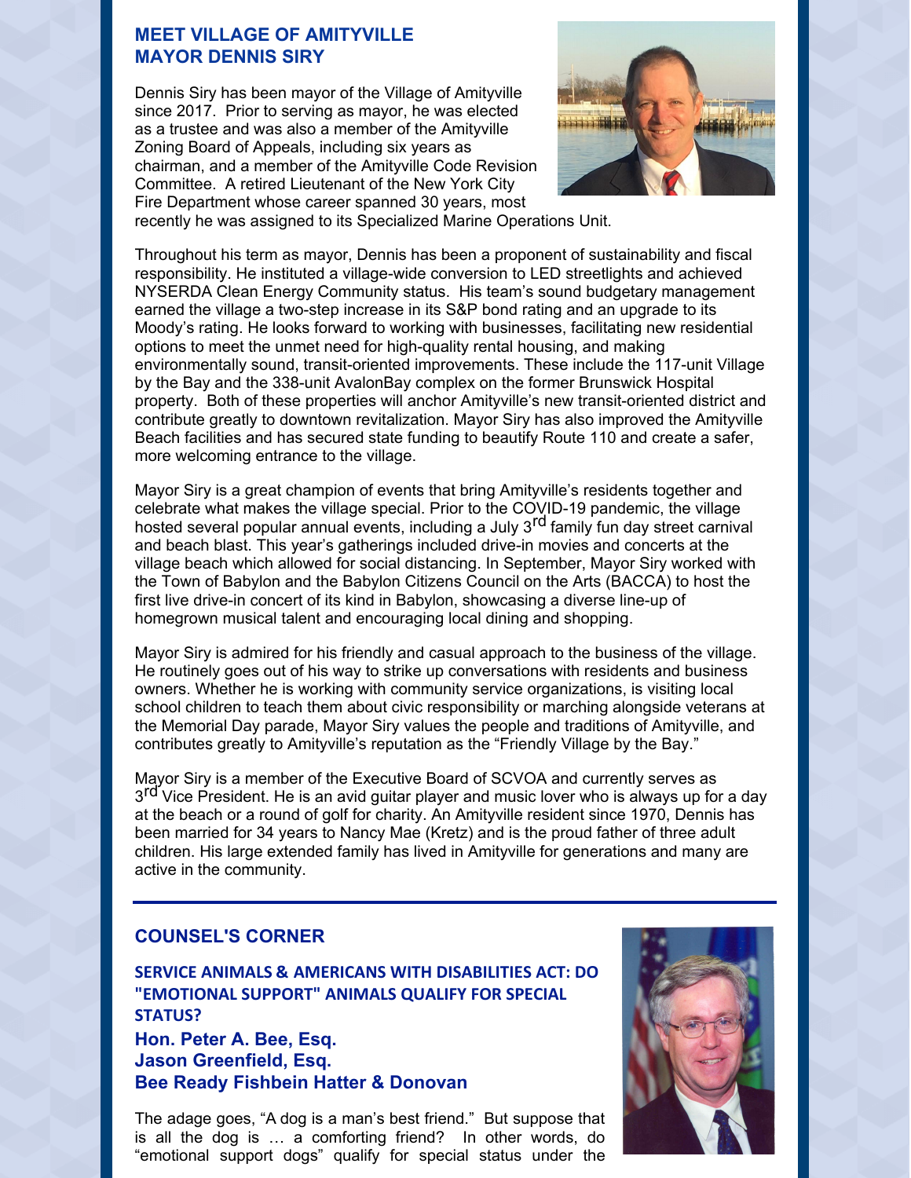## MEET VILLAGE OF AMITYVILLE MAYOR DENNIS SIRY

Dennis Siry has been mayor of the Village of Amityville since 2017. Prior to serving as mayor, he was elected as a trustee and was also a member of the Amityville Zoning Board of Appeals, including six years as chairman, and a member of the Amityville Code Revision Committee. A retired Lieutenant of the New York City Fire Department whose career spanned 30 years, most recently he was assigned to its Specialized Marine Operations Unit.

Throughout his term as mayor, Dennis has been a proponent of sustainability and fiscal responsibility. He instituted a village-wide conversion to LED streetlights and achieved NYSERDA Clean Energy Community status. His team's sound budgetary management earned the village a two-step increase in its S&P bond rating and an upgrade to its Moody's rating. He looks forward to working with businesses, facilitating new residential options to meet the unmet need for high-quality rental housing, and making environmentally sound, transit-oriented improvements. These include the 117-unit Village by the Bay and the 338-unit AvalonBay complex on the former Brunswick Hospital property. Both of these properties will anchor Amityville's new transit-oriented district and contribute greatly to downtown revitalization. Mayor Siry has also improved the Amityville Beach facilities and has secured state funding to beautify Route 110 and create a safer, more welcoming entrance to the village.

Mayor Siry is a great champion of events that bring Amityville's residents together and celebrate what makes the village special. Prior to the COVID-19 pandemic, the village hosted several popular annual events, including a July 3rd family fun day street carnival and beach blast. This year's gatherings included drive-in movies and concerts at the village beach which allowed for social distancing. In September, Mayor Siry worked with the Town of Babylon and the Babylon Citizens Council on the Arts (BACCA) to host the first live drive-in concert of its kind in Babylon, showcasing a diverse line-up of homegrown musical talent and encouraging local dining and shopping.

Mayor Siry is admired for his friendly and casual approach to the business of the village. He routinely goes out of his way to strike up conversations with residents and business owners. Whether he is working with community service organizations, is visiting local school children to teach them about civic responsibility or marching alongside veterans at the Memorial Day parade, Mayor Siry values the people and traditions of Amityville, and contributes greatly to Amityville's reputation as the "Friendly Village by the Bay."

Mayor Siry is a member of the Executive Board of SCVOA and currently serves as 3rd Vice President. He is an avid guitar player and music lover who is always up for a day at the beach or a round of golf for charity. An Amityville resident since 1970, Dennis has been married for 34 years to Nancy Mae (Kretz) and is the proud father of three adult children. His large extended family has lived in Amityville for generations and many are active in the community.

---

## COUNSEL'S CORNER

### SERVICE ANIMALS & AMERICANS WITH DISABILITIES ACT: DO "EMOTIONAL SUPPORT" ANIMALS QUALIFY FOR SPECIAL STATUS?

**Hon. Peter A. Bee, Esq.**
**Jason Greenfield, Esq.**
**Bee Ready Fishbein Hatter & Donovan**

The adage goes, "A dog is a man's best friend." But suppose that is all the dog is … a comforting friend? In other words, do "emotional support dogs" qualify for special status under the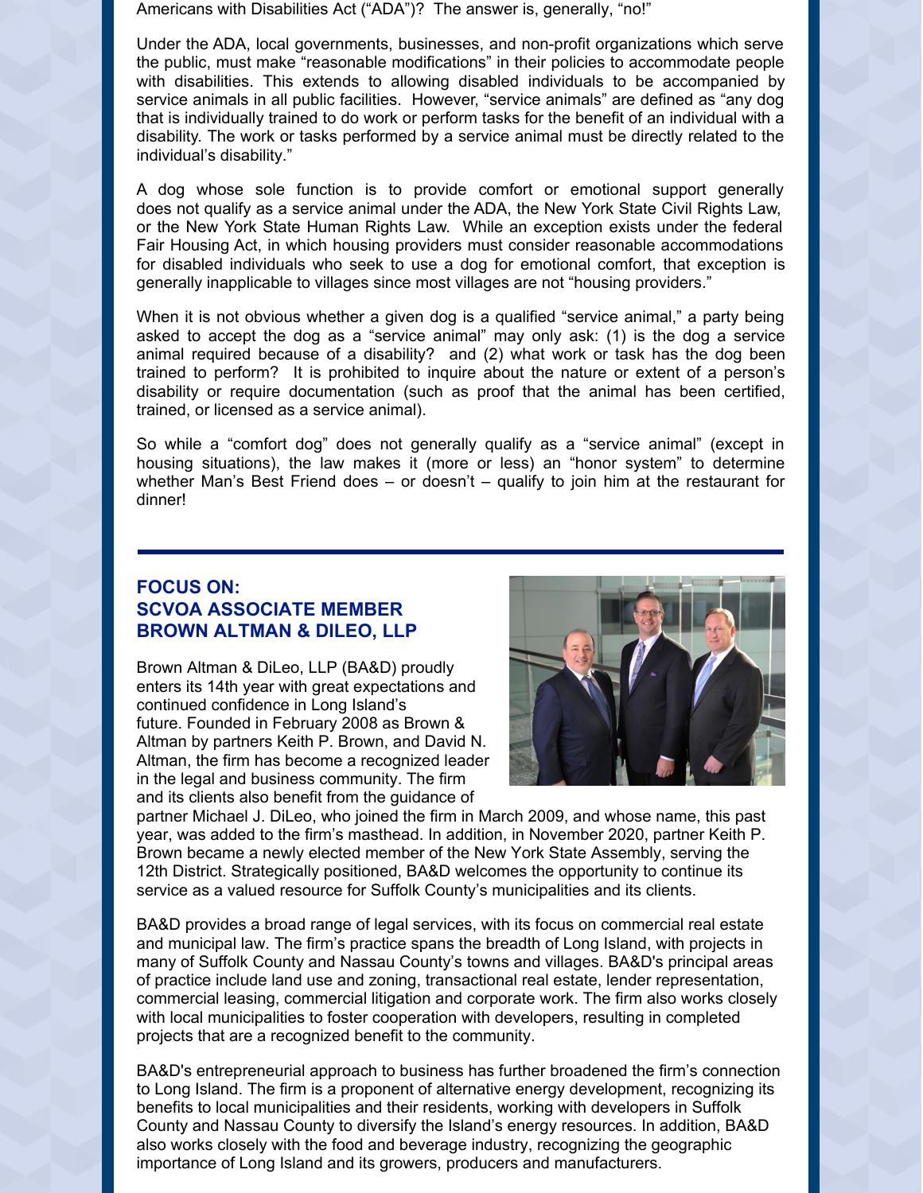Americans with Disabilities Act ("ADA")? The answer is, generally, "no!"

Under the ADA, local governments, businesses, and non-profit organizations which serve the public, must make "reasonable modifications" in their policies to accommodate people with disabilities. This extends to allowing disabled individuals to be accompanied by service animals in all public facilities. However, "service animals" are defined as "any dog that is individually trained to do work or perform tasks for the benefit of an individual with a disability. The work or tasks performed by a service animal must be directly related to the individual's disability."

A dog whose sole function is to provide comfort or emotional support generally does not qualify as a service animal under the ADA, the New York State Civil Rights Law, or the New York State Human Rights Law. While an exception exists under the federal Fair Housing Act, in which housing providers must consider reasonable accommodations for disabled individuals who seek to use a dog for emotional comfort, that exception is generally inapplicable to villages since most villages are not "housing providers."

When it is not obvious whether a given dog is a qualified "service animal," a party being asked to accept the dog as a "service animal" may only ask: (1) is the dog a service animal required because of a disability? and (2) what work or task has the dog been trained to perform? It is prohibited to inquire about the nature or extent of a person's disability or require documentation (such as proof that the animal has been certified, trained, or licensed as a service animal).

So while a "comfort dog" does not generally qualify as a "service animal" (except in housing situations), the law makes it (more or less) an "honor system" to determine whether Man's Best Friend does – or doesn't – qualify to join him at the restaurant for dinner!

---

## FOCUS ON: SCVOA ASSOCIATE MEMBER BROWN ALTMAN & DILEO, LLP

Brown Altman & DiLeo, LLP (BA&D) proudly enters its 14th year with great expectations and continued confidence in Long Island's future. Founded in February 2008 as Brown & Altman by partners Keith P. Brown, and David N. Altman, the firm has become a recognized leader in the legal and business community. The firm and its clients also benefit from the guidance of partner Michael J. DiLeo, who joined the firm in March 2009, and whose name, this past year, was added to the firm's masthead. In addition, in November 2020, partner Keith P. Brown became a newly elected member of the New York State Assembly, serving the 12th District. Strategically positioned, BA&D welcomes the opportunity to continue its service as a valued resource for Suffolk County's municipalities and its clients.

BA&D provides a broad range of legal services, with its focus on commercial real estate and municipal law. The firm's practice spans the breadth of Long Island, with projects in many of Suffolk County and Nassau County's towns and villages. BA&D's principal areas of practice include land use and zoning, transactional real estate, lender representation, commercial leasing, commercial litigation and corporate work. The firm also works closely with local municipalities to foster cooperation with developers, resulting in completed projects that are a recognized benefit to the community.

BA&D's entrepreneurial approach to business has further broadened the firm's connection to Long Island. The firm is a proponent of alternative energy development, recognizing its benefits to local municipalities and their residents, working with developers in Suffolk County and Nassau County to diversify the Island's energy resources. In addition, BA&D also works closely with the food and beverage industry, recognizing the geographic importance of Long Island and its growers, producers and manufacturers.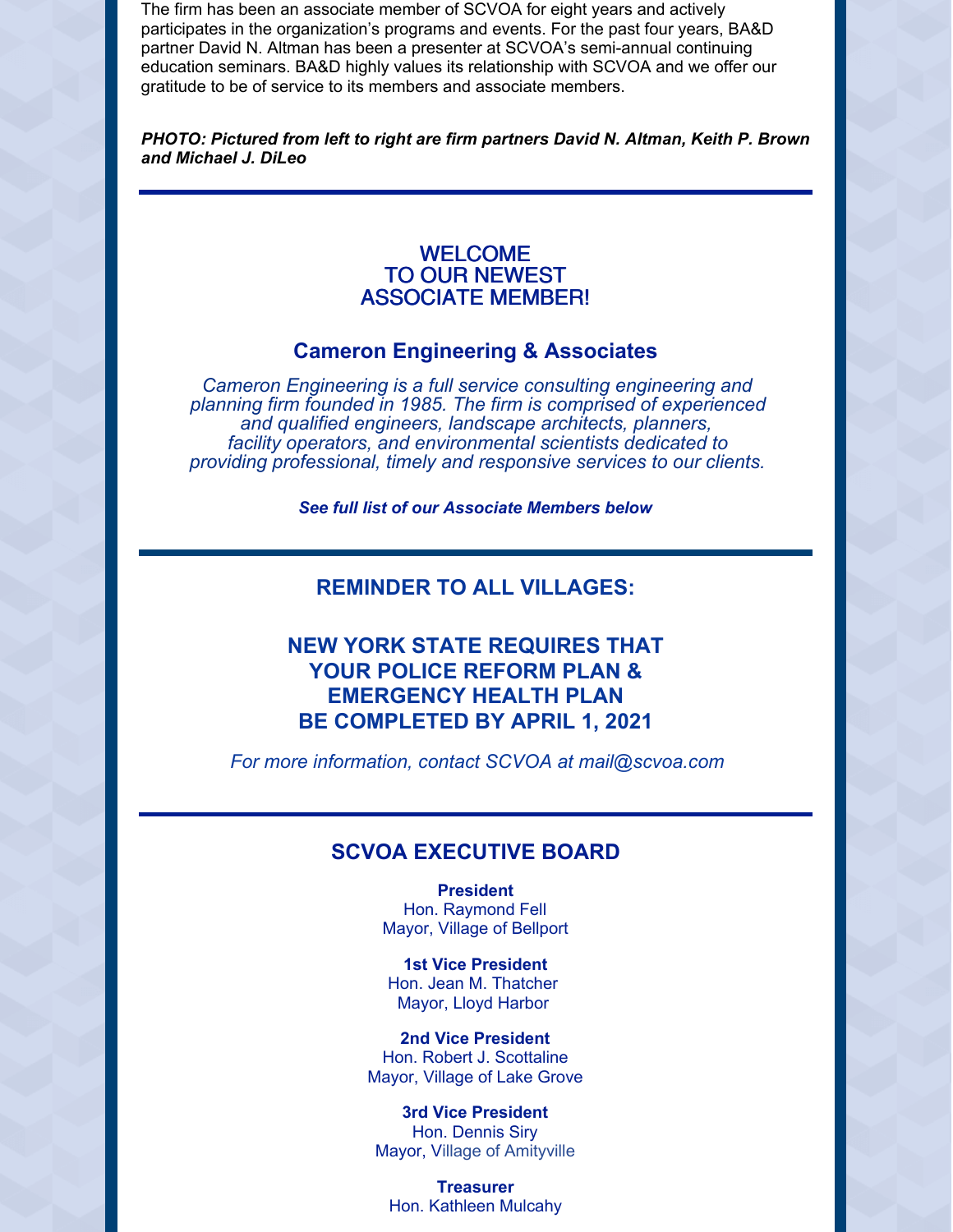The firm has been an associate member of SCVOA for eight years and actively participates in the organization's programs and events. For the past four years, BA&D partner David N. Altman has been a presenter at SCVOA's semi-annual continuing education seminars. BA&D highly values its relationship with SCVOA and we offer our gratitude to be of service to its members and associate members.

***PHOTO: Pictured from left to right are firm partners David N. Altman, Keith P. Brown and Michael J. DiLeo***

---

## WELCOME TO OUR NEWEST ASSOCIATE MEMBER!

### Cameron Engineering & Associates

*Cameron Engineering is a full service consulting engineering and planning firm founded in 1985. The firm is comprised of experienced and qualified engineers, landscape architects, planners, facility operators, and environmental scientists dedicated to providing professional, timely and responsive services to our clients.*

***See full list of our Associate Members below***

---

### REMINDER TO ALL VILLAGES:

### NEW YORK STATE REQUIRES THAT YOUR POLICE REFORM PLAN & EMERGENCY HEALTH PLAN BE COMPLETED BY APRIL 1, 2021

*For more information, contact SCVOA at mail@scvoa.com*

---

## SCVOA EXECUTIVE BOARD

**President**
Hon. Raymond Fell
Mayor, Village of Bellport

**1st Vice President**
Hon. Jean M. Thatcher
Mayor, Lloyd Harbor

**2nd Vice President**
Hon. Robert J. Scottaline
Mayor, Village of Lake Grove

**3rd Vice President**
Hon. Dennis Siry
Mayor, Village of Amityville

**Treasurer**
Hon. Kathleen Mulcahy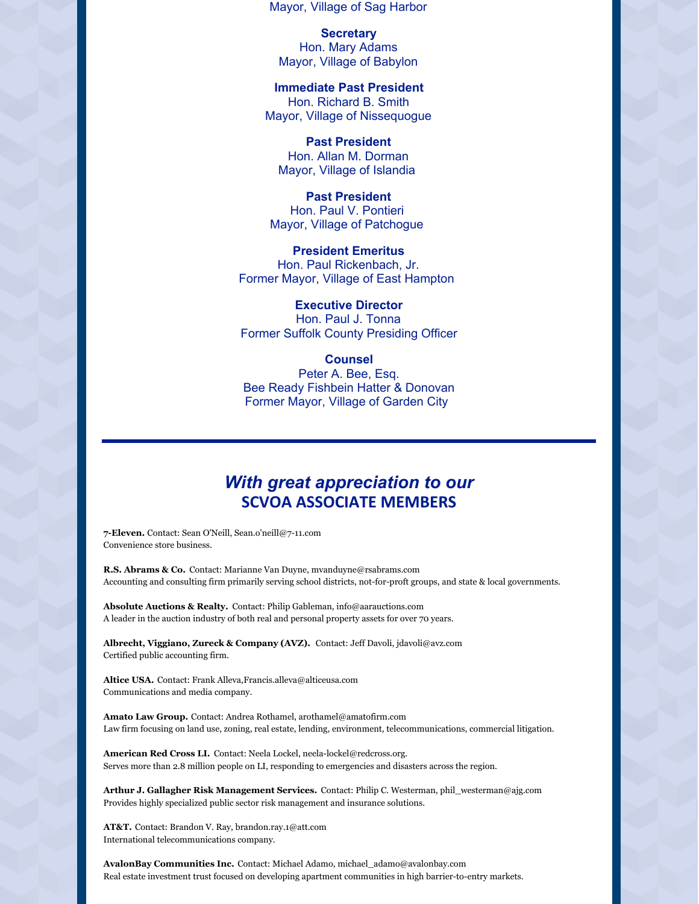Mayor, Village of Sag Harbor

**Secretary**
Hon. Mary Adams
Mayor, Village of Babylon

**Immediate Past President**
Hon. Richard B. Smith
Mayor, Village of Nissequogue

**Past President**
Hon. Allan M. Dorman
Mayor, Village of Islandia

**Past President**
Hon. Paul V. Pontieri
Mayor, Village of Patchogue

**President Emeritus**
Hon. Paul Rickenbach, Jr.
Former Mayor, Village of East Hampton

**Executive Director**
Hon. Paul J. Tonna
Former Suffolk County Presiding Officer

**Counsel**
Peter A. Bee, Esq.
Bee Ready Fishbein Hatter & Donovan
Former Mayor, Village of Garden City

---

## *With great appreciation to our* SCVOA ASSOCIATE MEMBERS

**7-Eleven.** Contact: Sean O'Neill, Sean.o'neill@7-11.com
Convenience store business.

**R.S. Abrams & Co.** Contact: Marianne Van Duyne, mvanduyne@rsabrams.com
Accounting and consulting firm primarily serving school districts, not-for-proft groups, and state & local governments.

**Absolute Auctions & Realty.** Contact: Philip Gableman, info@aarauctions.com
A leader in the auction industry of both real and personal property assets for over 70 years.

**Albrecht, Viggiano, Zureck & Company (AVZ).** Contact: Jeff Davoli, jdavoli@avz.com
Certified public accounting firm.

**Altice USA.** Contact: Frank Alleva,Francis.alleva@alticeusa.com
Communications and media company.

**Amato Law Group.** Contact: Andrea Rothamel, arothamel@amatofirm.com
Law firm focusing on land use, zoning, real estate, lending, environment, telecommunications, commercial litigation.

**American Red Cross LI.** Contact: Neela Lockel, neela-lockel@redcross.org.
Serves more than 2.8 million people on LI, responding to emergencies and disasters across the region.

**Arthur J. Gallagher Risk Management Services.** Contact: Philip C. Westerman, phil_westerman@ajg.com
Provides highly specialized public sector risk management and insurance solutions.

**AT&T.** Contact: Brandon V. Ray, brandon.ray.1@att.com
International telecommunications company.

**AvalonBay Communities Inc.** Contact: Michael Adamo, michael_adamo@avalonbay.com
Real estate investment trust focused on developing apartment communities in high barrier-to-entry markets.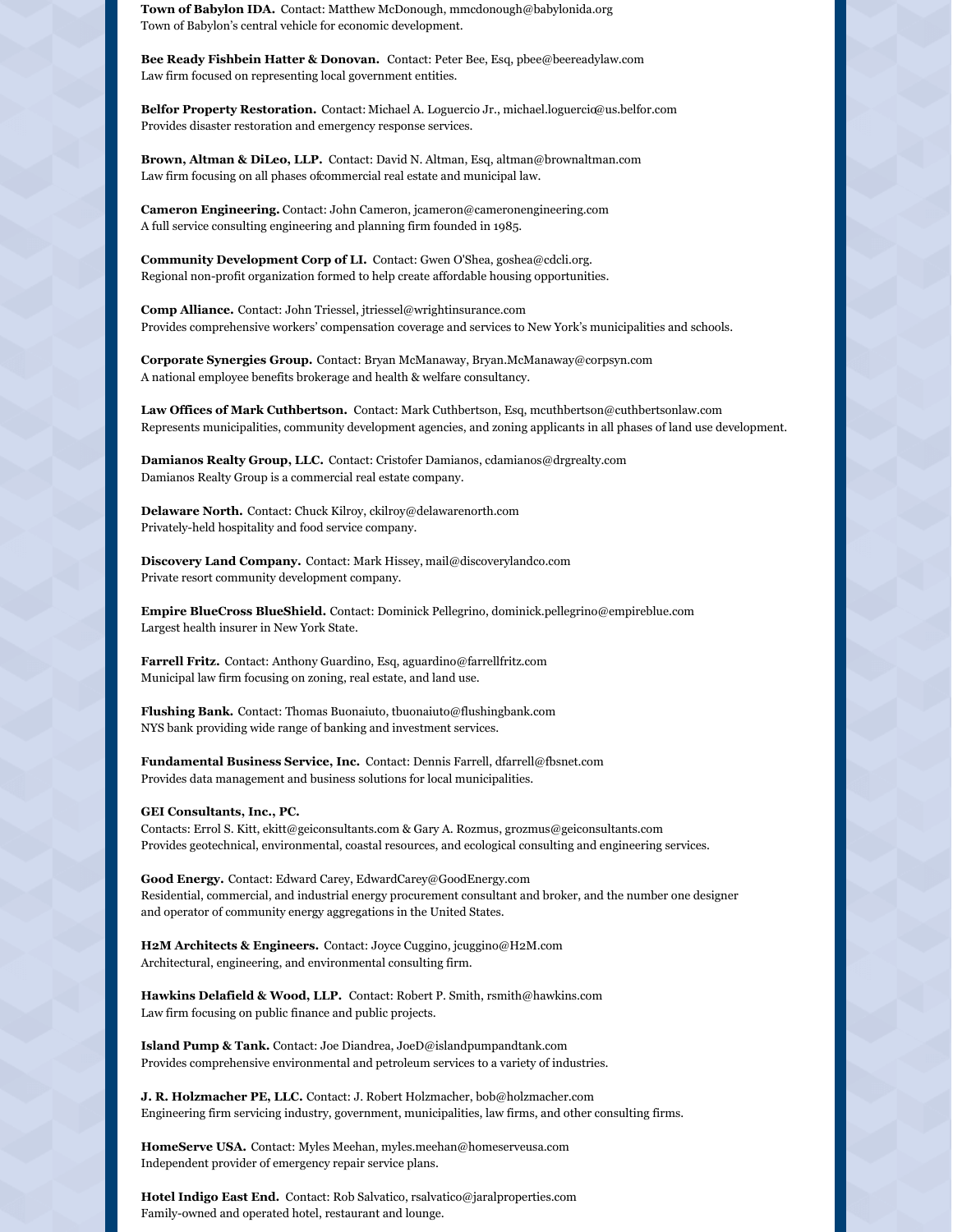**Town of Babylon IDA.** Contact: Matthew McDonough, mmcdonough@babylonida.org
Town of Babylon's central vehicle for economic development.

**Bee Ready Fishbein Hatter & Donovan.** Contact: Peter Bee, Esq, pbee@beereadylaw.com
Law firm focused on representing local government entities.

**Belfor Property Restoration.** Contact: Michael A. Loguercio Jr., michael.loguercio@us.belfor.com
Provides disaster restoration and emergency response services.

**Brown, Altman & DiLeo, LLP.** Contact: David N. Altman, Esq, altman@brownaltman.com
Law firm focusing on all phases ofcommercial real estate and municipal law.

**Cameron Engineering.** Contact: John Cameron, jcameron@cameronengineering.com
A full service consulting engineering and planning firm founded in 1985.

**Community Development Corp of LI.** Contact: Gwen O'Shea, goshea@cdcli.org.
Regional non-profit organization formed to help create affordable housing opportunities.

**Comp Alliance.** Contact: John Triessel, jtriessel@wrightinsurance.com
Provides comprehensive workers' compensation coverage and services to New York's municipalities and schools.

**Corporate Synergies Group.** Contact: Bryan McManaway, Bryan.McManaway@corpsyn.com
A national employee benefits brokerage and health & welfare consultancy.

**Law Offices of Mark Cuthbertson.** Contact: Mark Cuthbertson, Esq, mcuthbertson@cuthbertsonlaw.com
Represents municipalities, community development agencies, and zoning applicants in all phases of land use development.

**Damianos Realty Group, LLC.** Contact: Cristofer Damianos, cdamianos@drgrealty.com
Damianos Realty Group is a commercial real estate company.

**Delaware North.** Contact: Chuck Kilroy, ckilroy@delawarenorth.com
Privately-held hospitality and food service company.

**Discovery Land Company.** Contact: Mark Hissey, mail@discoverylandco.com
Private resort community development company.

**Empire BlueCross BlueShield.** Contact: Dominick Pellegrino, dominick.pellegrino@empireblue.com
Largest health insurer in New York State.

**Farrell Fritz.** Contact: Anthony Guardino, Esq, aguardino@farrellfritz.com
Municipal law firm focusing on zoning, real estate, and land use.

**Flushing Bank.** Contact: Thomas Buonaiuto, tbuonaiuto@flushingbank.com
NYS bank providing wide range of banking and investment services.

**Fundamental Business Service, Inc.** Contact: Dennis Farrell, dfarrell@fbsnet.com
Provides data management and business solutions for local municipalities.

**GEI Consultants, Inc., PC.**
Contacts: Errol S. Kitt, ekitt@geiconsultants.com & Gary A. Rozmus, grozmus@geiconsultants.com
Provides geotechnical, environmental, coastal resources, and ecological consulting and engineering services.

**Good Energy.** Contact: Edward Carey, EdwardCarey@GoodEnergy.com
Residential, commercial, and industrial energy procurement consultant and broker, and the number one designer and operator of community energy aggregations in the United States.

**H2M Architects & Engineers.** Contact: Joyce Cuggino, jcuggino@H2M.com
Architectural, engineering, and environmental consulting firm.

**Hawkins Delafield & Wood, LLP.** Contact: Robert P. Smith, rsmith@hawkins.com
Law firm focusing on public finance and public projects.

**Island Pump & Tank.** Contact: Joe Diandrea, JoeD@islandpumpandtank.com
Provides comprehensive environmental and petroleum services to a variety of industries.

**J. R. Holzmacher PE, LLC.** Contact: J. Robert Holzmacher, bob@holzmacher.com
Engineering firm servicing industry, government, municipalities, law firms, and other consulting firms.

**HomeServe USA.** Contact: Myles Meehan, myles.meehan@homeserveusa.com
Independent provider of emergency repair service plans.

**Hotel Indigo East End.** Contact: Rob Salvatico, rsalvatico@jaralproperties.com
Family-owned and operated hotel, restaurant and lounge.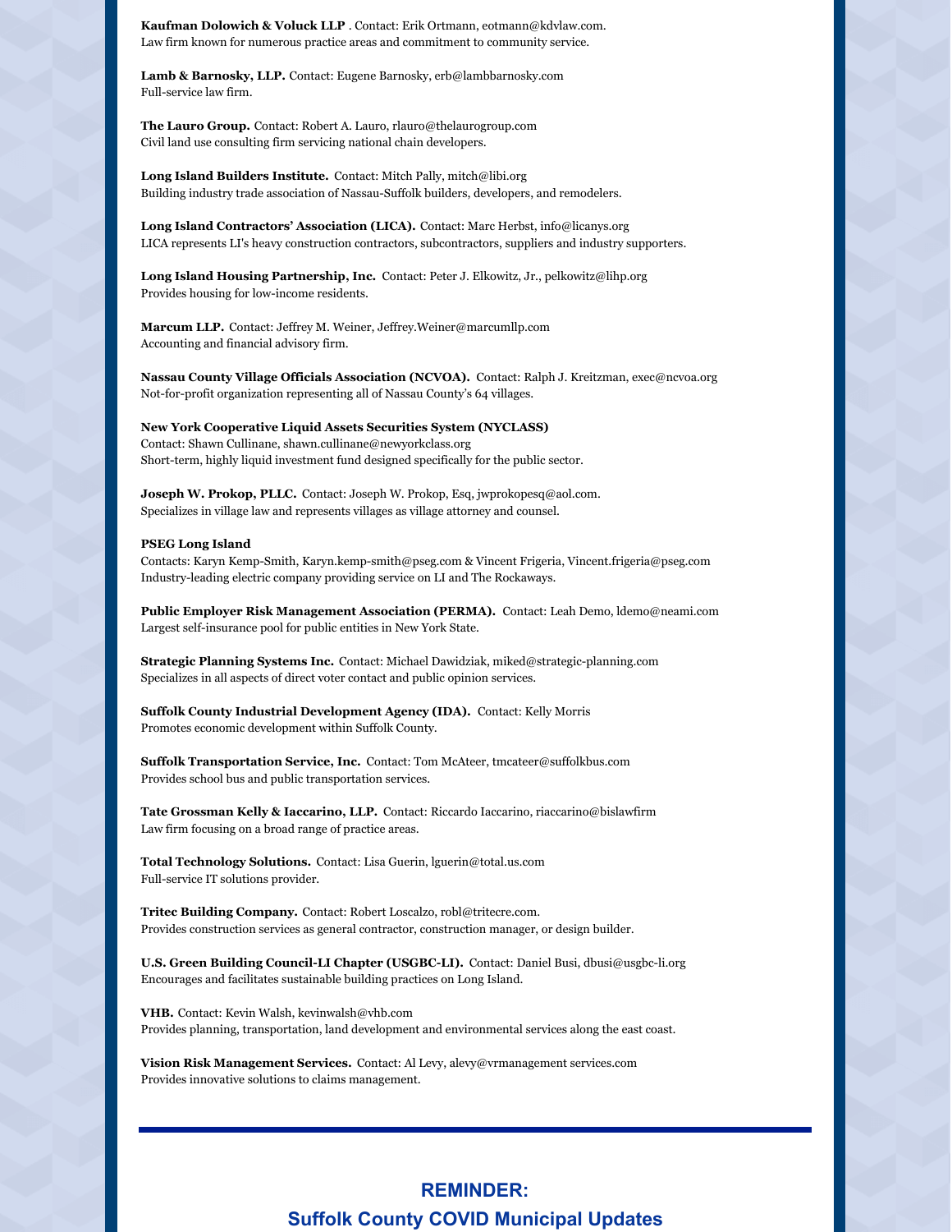**Kaufman Dolowich & Voluck LLP** . Contact: Erik Ortmann, eotmann@kdvlaw.com.
Law firm known for numerous practice areas and commitment to community service.

**Lamb & Barnosky, LLP.** Contact: Eugene Barnosky, erb@lambbarnosky.com
Full-service law firm.

**The Lauro Group.** Contact: Robert A. Lauro, rlauro@thelaurogroup.com
Civil land use consulting firm servicing national chain developers.

**Long Island Builders Institute.** Contact: Mitch Pally, mitch@libi.org
Building industry trade association of Nassau-Suffolk builders, developers, and remodelers.

**Long Island Contractors' Association (LICA).** Contact: Marc Herbst, info@licanys.org
LICA represents LI's heavy construction contractors, subcontractors, suppliers and industry supporters.

**Long Island Housing Partnership, Inc.** Contact: Peter J. Elkowitz, Jr., pelkowitz@lihp.org
Provides housing for low-income residents.

**Marcum LLP.** Contact: Jeffrey M. Weiner, Jeffrey.Weiner@marcumllp.com
Accounting and financial advisory firm.

**Nassau County Village Officials Association (NCVOA).** Contact: Ralph J. Kreitzman, exec@ncvoa.org
Not-for-profit organization representing all of Nassau County's 64 villages.

**New York Cooperative Liquid Assets Securities System (NYCLASS)**
Contact: Shawn Cullinane, shawn.cullinane@newyorkclass.org
Short-term, highly liquid investment fund designed specifically for the public sector.

**Joseph W. Prokop, PLLC.** Contact: Joseph W. Prokop, Esq, jwprokopesq@aol.com.
Specializes in village law and represents villages as village attorney and counsel.

**PSEG Long Island**
Contacts: Karyn Kemp-Smith, Karyn.kemp-smith@pseg.com & Vincent Frigeria, Vincent.frigeria@pseg.com
Industry-leading electric company providing service on LI and The Rockaways.

**Public Employer Risk Management Association (PERMA).** Contact: Leah Demo, ldemo@neami.com
Largest self-insurance pool for public entities in New York State.

**Strategic Planning Systems Inc.** Contact: Michael Dawidziak, miked@strategic-planning.com
Specializes in all aspects of direct voter contact and public opinion services.

**Suffolk County Industrial Development Agency (IDA).** Contact: Kelly Morris
Promotes economic development within Suffolk County.

**Suffolk Transportation Service, Inc.** Contact: Tom McAteer, tmcateer@suffolkbus.com
Provides school bus and public transportation services.

**Tate Grossman Kelly & Iaccarino, LLP.** Contact: Riccardo Iaccarino, riaccarino@bislawfirm
Law firm focusing on a broad range of practice areas.

**Total Technology Solutions.** Contact: Lisa Guerin, lguerin@total.us.com
Full-service IT solutions provider.

**Tritec Building Company.** Contact: Robert Loscalzo, robl@tritecre.com.
Provides construction services as general contractor, construction manager, or design builder.

**U.S. Green Building Council-LI Chapter (USGBC-LI).** Contact: Daniel Busi, dbusi@usgbc-li.org
Encourages and facilitates sustainable building practices on Long Island.

**VHB.** Contact: Kevin Walsh, kevinwalsh@vhb.com
Provides planning, transportation, land development and environmental services along the east coast.

**Vision Risk Management Services.** Contact: Al Levy, alevy@vrmanagement services.com
Provides innovative solutions to claims management.

---

## REMINDER:
## Suffolk County COVID Municipal Updates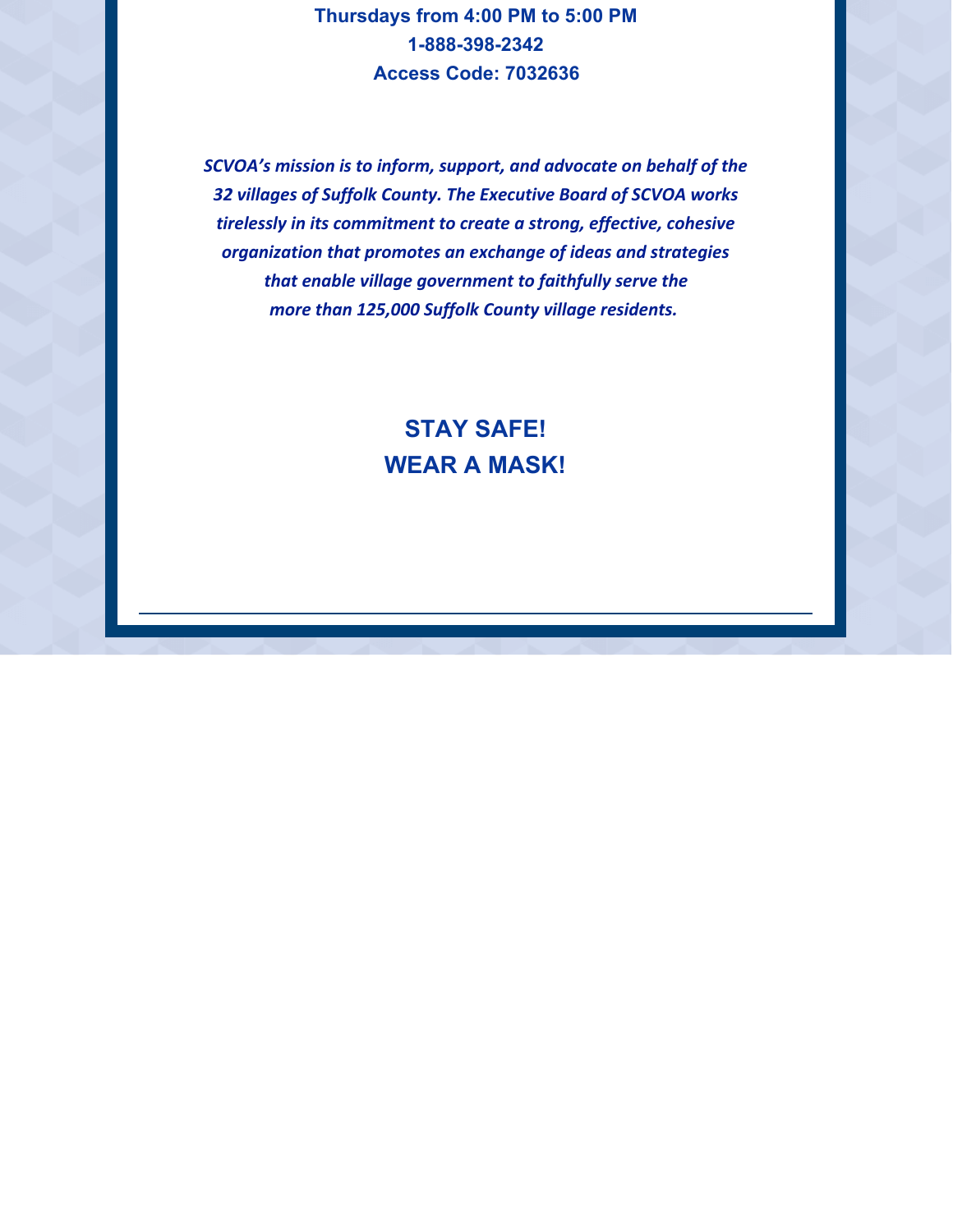**Thursdays from 4:00 PM to 5:00 PM**
**1-888-398-2342**
**Access Code: 7032636**

***SCVOA's mission is to inform, support, and advocate on behalf of the 32 villages of Suffolk County. The Executive Board of SCVOA works tirelessly in its commitment to create a strong, effective, cohesive organization that promotes an exchange of ideas and strategies that enable village government to faithfully serve the more than 125,000 Suffolk County village residents.***

## STAY SAFE!
## WEAR A MASK!